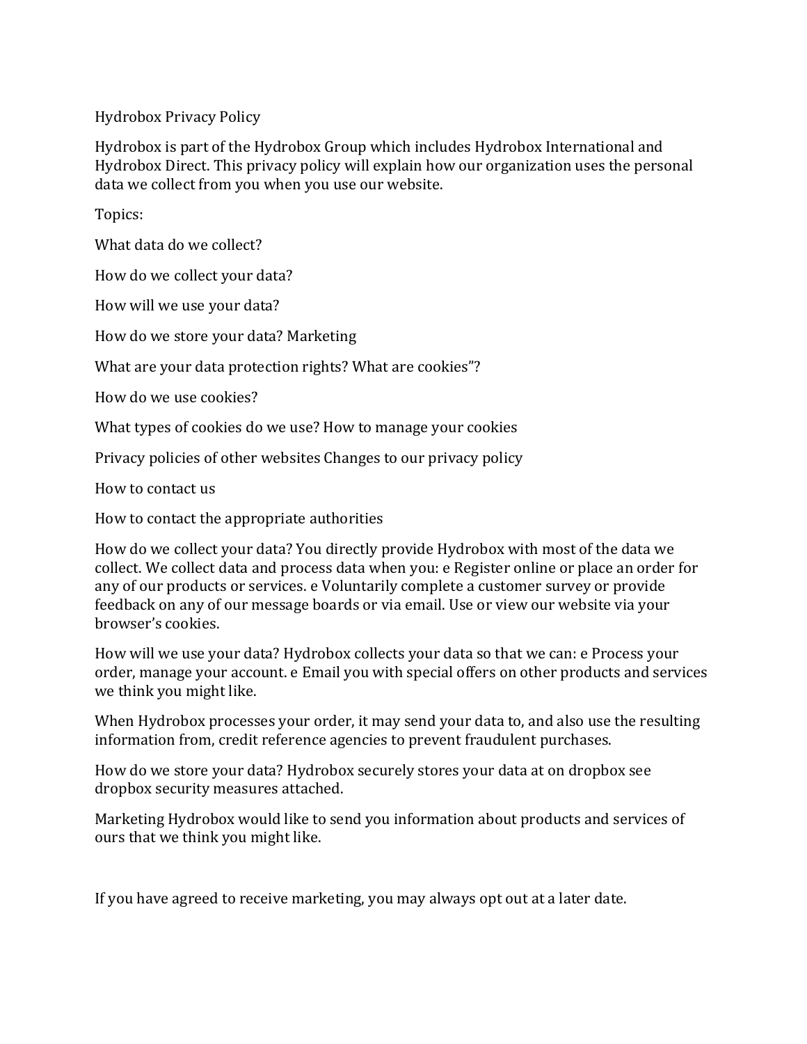Hydrobox Privacy Policy

Hydrobox is part of the Hydrobox Group which includes Hydrobox International and Hydrobox Direct. This privacy policy will explain how our organization uses the personal data we collect from you when you use our website.

Topics:

What data do we collect?

How do we collect your data?

How will we use your data?

How do we store your data? Marketing

What are your data protection rights? What are cookies"?

How do we use cookies?

What types of cookies do we use? How to manage your cookies

Privacy policies of other websites Changes to our privacy policy

How to contact us

How to contact the appropriate authorities

How do we collect your data? You directly provide Hydrobox with most of the data we collect. We collect data and process data when you: e Register online or place an order for any of our products or services. e Voluntarily complete a customer survey or provide feedback on any of our message boards or via email. Use or view our website via your browser's cookies.

How will we use your data? Hydrobox collects your data so that we can: e Process your order, manage your account. e Email you with special offers on other products and services we think you might like.

When Hydrobox processes your order, it may send your data to, and also use the resulting information from, credit reference agencies to prevent fraudulent purchases.

How do we store your data? Hydrobox securely stores your data at on dropbox see dropbox security measures attached.

Marketing Hydrobox would like to send you information about products and services of ours that we think you might like.

If you have agreed to receive marketing, you may always opt out at a later date.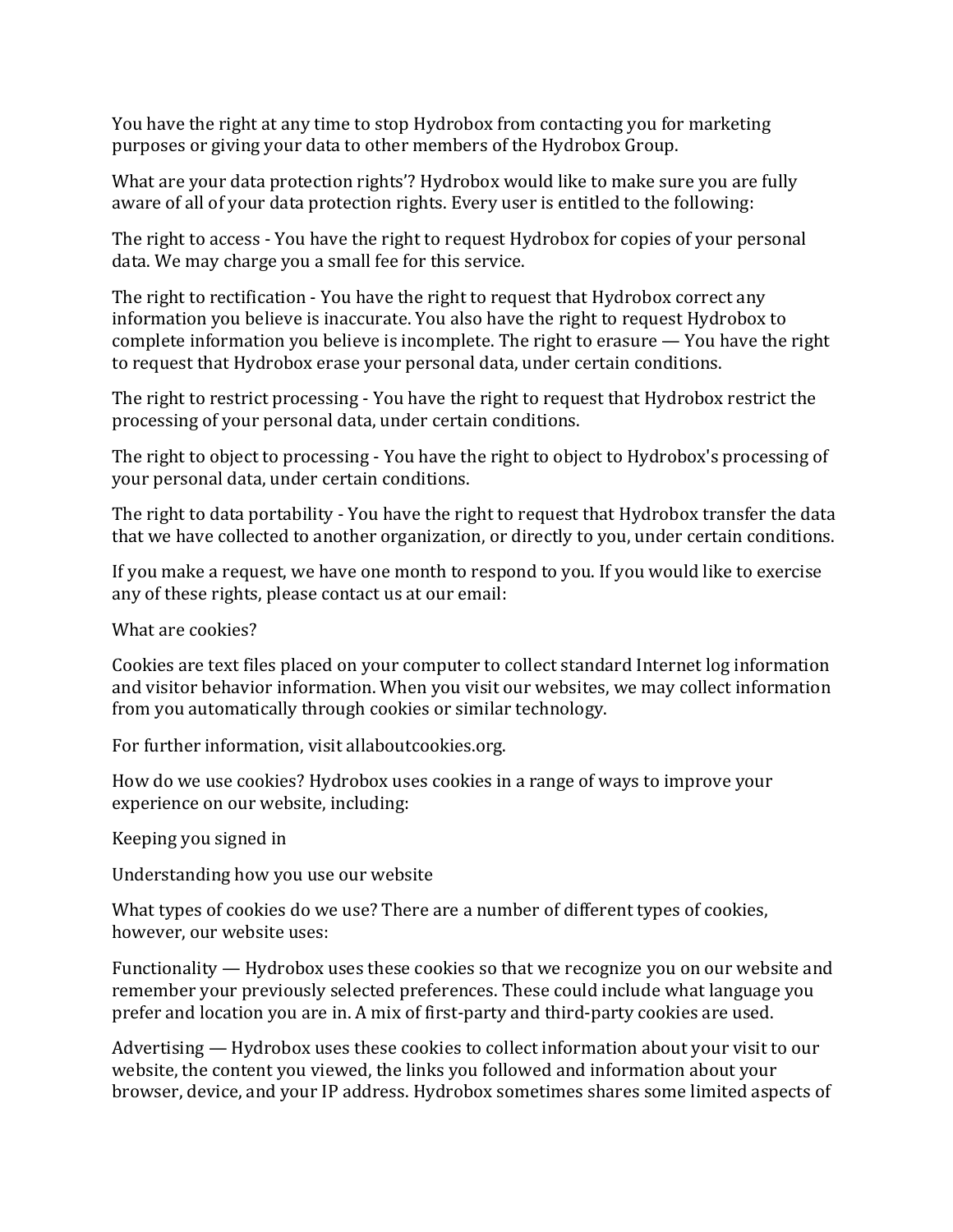You have the right at any time to stop Hydrobox from contacting you for marketing purposes or giving your data to other members of the Hydrobox Group.

What are your data protection rights'? Hydrobox would like to make sure you are fully aware of all of your data protection rights. Every user is entitled to the following:

The right to access - You have the right to request Hydrobox for copies of your personal data. We may charge you a small fee for this service.

The right to rectification - You have the right to request that Hydrobox correct any information you believe is inaccurate. You also have the right to request Hydrobox to complete information you believe is incomplete. The right to erasure — You have the right to request that Hydrobox erase your personal data, under certain conditions.

The right to restrict processing - You have the right to request that Hydrobox restrict the processing of your personal data, under certain conditions.

The right to object to processing - You have the right to object to Hydrobox's processing of your personal data, under certain conditions.

The right to data portability - You have the right to request that Hydrobox transfer the data that we have collected to another organization, or directly to you, under certain conditions.

If you make a request, we have one month to respond to you. If you would like to exercise any of these rights, please contact us at our email:

What are cookies?

Cookies are text files placed on your computer to collect standard Internet log information and visitor behavior information. When you visit our websites, we may collect information from you automatically through cookies or similar technology.

For further information, visit allaboutcookies.org.

How do we use cookies? Hydrobox uses cookies in a range of ways to improve your experience on our website, including:

Keeping you signed in

Understanding how you use our website

What types of cookies do we use? There are a number of different types of cookies, however, our website uses:

Functionality — Hydrobox uses these cookies so that we recognize you on our website and remember your previously selected preferences. These could include what language you prefer and location you are in. A mix of first-party and third-party cookies are used.

Advertising — Hydrobox uses these cookies to collect information about your visit to our website, the content you viewed, the links you followed and information about your browser, device, and your IP address. Hydrobox sometimes shares some limited aspects of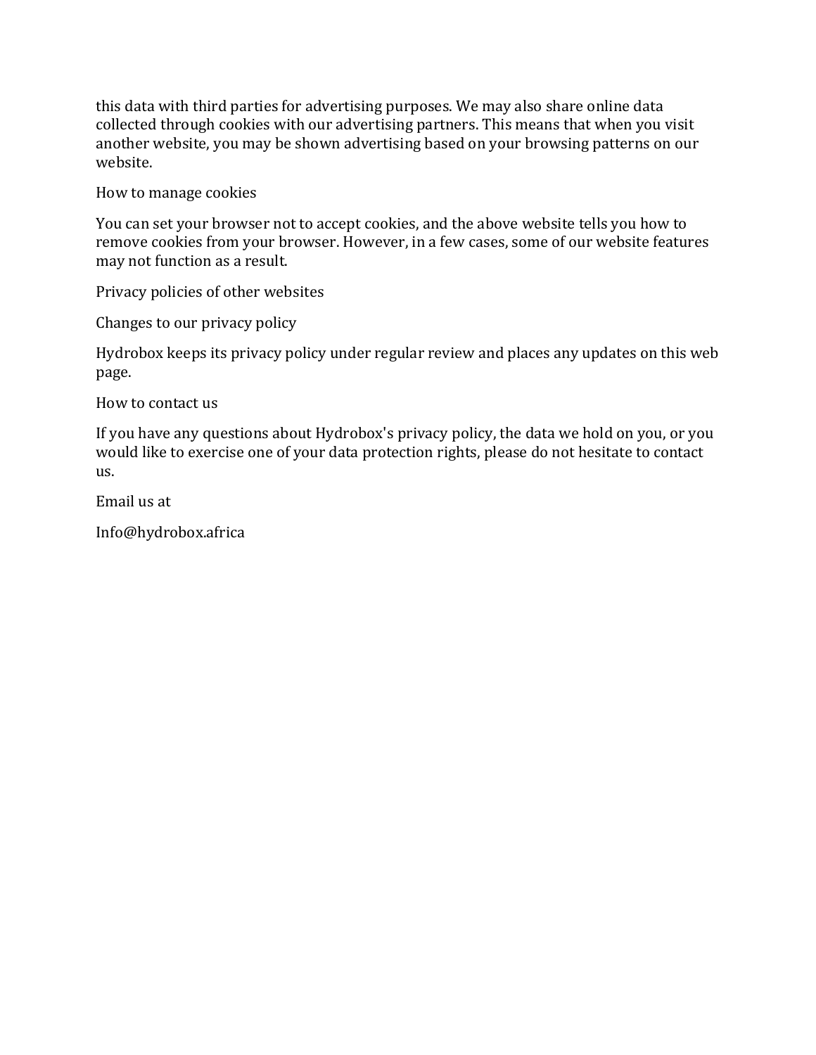this data with third parties for advertising purposes. We may also share online data collected through cookies with our advertising partners. This means that when you visit another website, you may be shown advertising based on your browsing patterns on our website.

## How to manage cookies

You can set your browser not to accept cookies, and the above website tells you how to remove cookies from your browser. However, in a few cases, some of our website features may not function as a result.

## Privacy policies of other websites

## Changes to our privacy policy

Hydrobox keeps its privacy policy under regular review and places any updates on this web page.

## How to contact us

If you have any questions about Hydrobox's privacy policy, the data we hold on you, or you would like to exercise one of your data protection rights, please do not hesitate to contact us.

Email us at

Info@hydrobox.africa